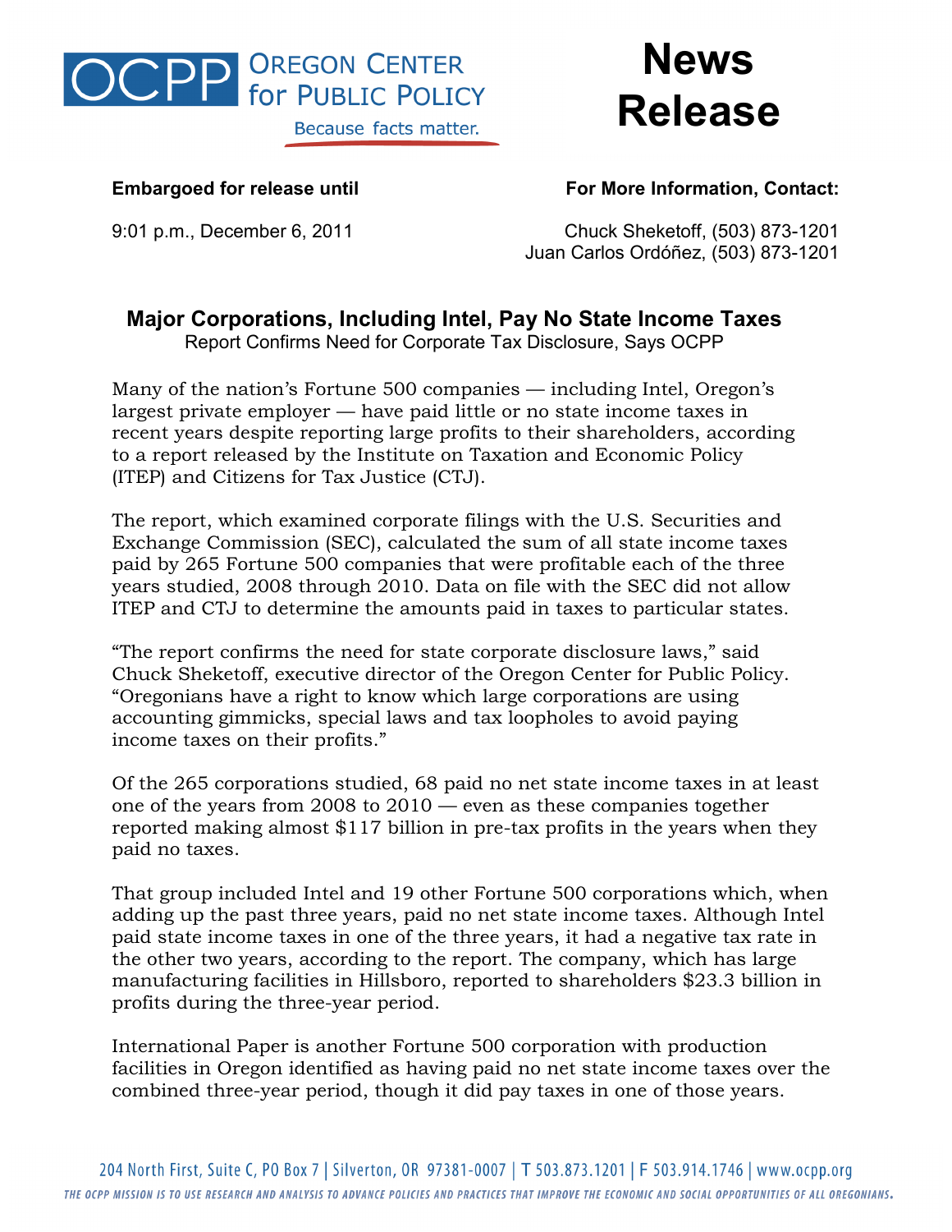**OCPP** OREGON CENTER for PUBLIC POLICY
Because facts matter.

# News Release

**Embargoed for release until**

9:01 p.m., December 6, 2011

**For More Information, Contact:**

Chuck Sheketoff, (503) 873-1201
Juan Carlos Ordóñez, (503) 873-1201

## Major Corporations, Including Intel, Pay No State Income Taxes

Report Confirms Need for Corporate Tax Disclosure, Says OCPP

Many of the nation's Fortune 500 companies — including Intel, Oregon's largest private employer — have paid little or no state income taxes in recent years despite reporting large profits to their shareholders, according to a report released by the Institute on Taxation and Economic Policy (ITEP) and Citizens for Tax Justice (CTJ).

The report, which examined corporate filings with the U.S. Securities and Exchange Commission (SEC), calculated the sum of all state income taxes paid by 265 Fortune 500 companies that were profitable each of the three years studied, 2008 through 2010. Data on file with the SEC did not allow ITEP and CTJ to determine the amounts paid in taxes to particular states.

"The report confirms the need for state corporate disclosure laws," said Chuck Sheketoff, executive director of the Oregon Center for Public Policy. "Oregonians have a right to know which large corporations are using accounting gimmicks, special laws and tax loopholes to avoid paying income taxes on their profits."

Of the 265 corporations studied, 68 paid no net state income taxes in at least one of the years from 2008 to 2010 — even as these companies together reported making almost $117 billion in pre-tax profits in the years when they paid no taxes.

That group included Intel and 19 other Fortune 500 corporations which, when adding up the past three years, paid no net state income taxes. Although Intel paid state income taxes in one of the three years, it had a negative tax rate in the other two years, according to the report. The company, which has large manufacturing facilities in Hillsboro, reported to shareholders $23.3 billion in profits during the three-year period.

International Paper is another Fortune 500 corporation with production facilities in Oregon identified as having paid no net state income taxes over the combined three-year period, though it did pay taxes in one of those years.

204 North First, Suite C, PO Box 7 | Silverton, OR 97381-0007 | T 503.873.1201 | F 503.914.1746 | www.ocpp.org

*THE OCPP MISSION IS TO USE RESEARCH AND ANALYSIS TO ADVANCE POLICIES AND PRACTICES THAT IMPROVE THE ECONOMIC AND SOCIAL OPPORTUNITIES OF ALL OREGONIANS.*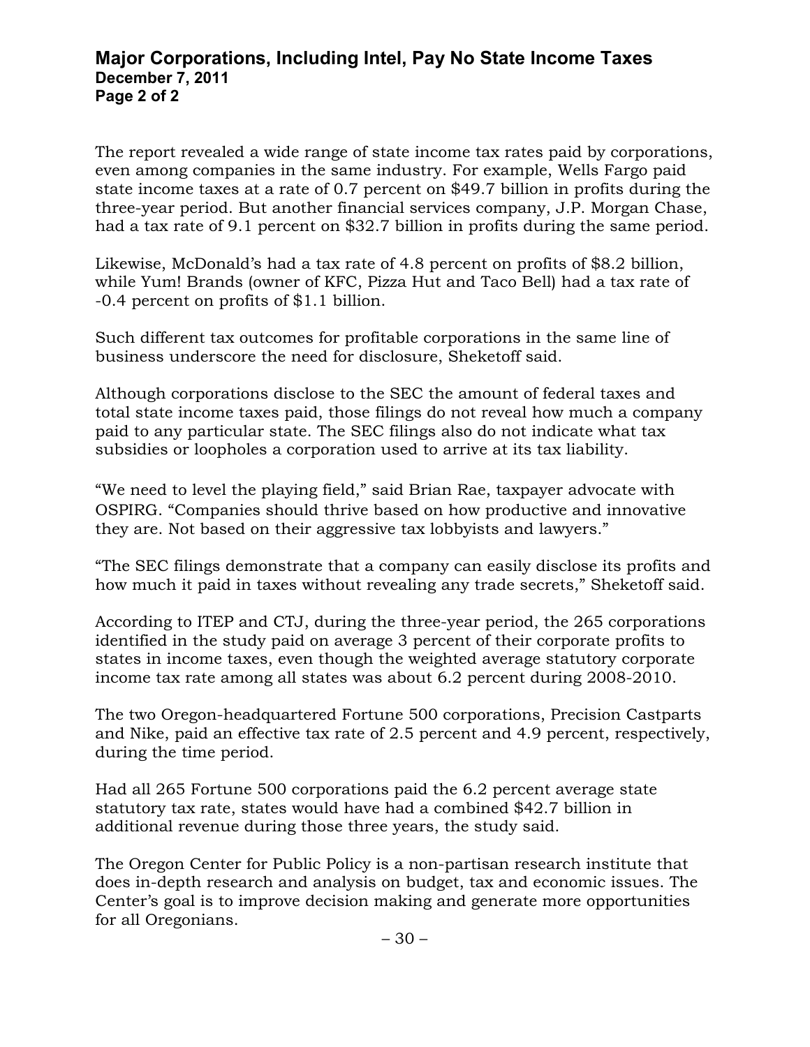The report revealed a wide range of state income tax rates paid by corporations, even among companies in the same industry. For example, Wells Fargo paid state income taxes at a rate of 0.7 percent on $49.7 billion in profits during the three-year period. But another financial services company, J.P. Morgan Chase, had a tax rate of 9.1 percent on $32.7 billion in profits during the same period.

Likewise, McDonald's had a tax rate of 4.8 percent on profits of $8.2 billion, while Yum! Brands (owner of KFC, Pizza Hut and Taco Bell) had a tax rate of -0.4 percent on profits of $1.1 billion.

Such different tax outcomes for profitable corporations in the same line of business underscore the need for disclosure, Sheketoff said.

Although corporations disclose to the SEC the amount of federal taxes and total state income taxes paid, those filings do not reveal how much a company paid to any particular state. The SEC filings also do not indicate what tax subsidies or loopholes a corporation used to arrive at its tax liability.

"We need to level the playing field," said Brian Rae, taxpayer advocate with OSPIRG. "Companies should thrive based on how productive and innovative they are. Not based on their aggressive tax lobbyists and lawyers."

"The SEC filings demonstrate that a company can easily disclose its profits and how much it paid in taxes without revealing any trade secrets," Sheketoff said.

According to ITEP and CTJ, during the three-year period, the 265 corporations identified in the study paid on average 3 percent of their corporate profits to states in income taxes, even though the weighted average statutory corporate income tax rate among all states was about 6.2 percent during 2008-2010.

The two Oregon-headquartered Fortune 500 corporations, Precision Castparts and Nike, paid an effective tax rate of 2.5 percent and 4.9 percent, respectively, during the time period.

Had all 265 Fortune 500 corporations paid the 6.2 percent average state statutory tax rate, states would have had a combined $42.7 billion in additional revenue during those three years, the study said.

The Oregon Center for Public Policy is a non-partisan research institute that does in-depth research and analysis on budget, tax and economic issues. The Center's goal is to improve decision making and generate more opportunities for all Oregonians.

– 30 –